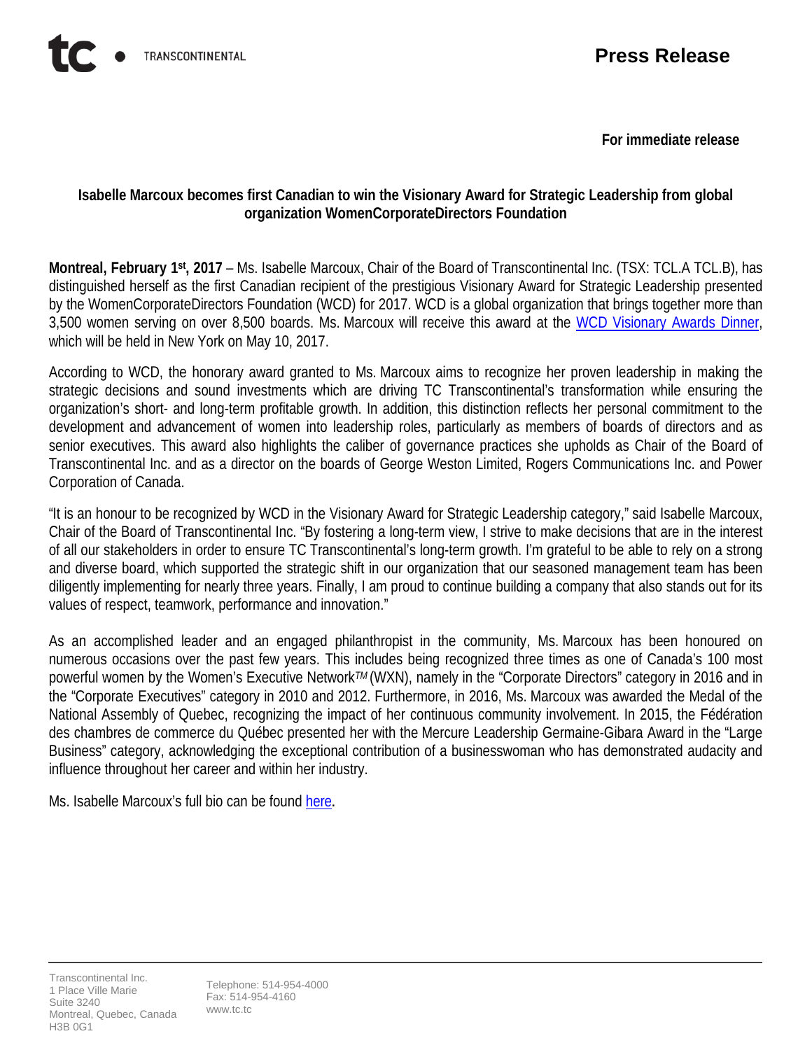**Press Release**

**For immediate release**

## Isabelle Marcoux becomes first Canadian to win the Visionary Award for Strategic Leadership from global organization WomenCorporateDirectors Foundation

**Montreal, February 1st, 2017** – Ms. Isabelle Marcoux, Chair of the Board of Transcontinental Inc. (TSX: TCL.A TCL.B), has distinguished herself as the first Canadian recipient of the prestigious Visionary Award for Strategic Leadership presented by the WomenCorporateDirectors Foundation (WCD) for 2017. WCD is a global organization that brings together more than 3,500 women serving on over 8,500 boards. Ms. Marcoux will receive this award at the WCD Visionary Awards Dinner, which will be held in New York on May 10, 2017.

According to WCD, the honorary award granted to Ms. Marcoux aims to recognize her proven leadership in making the strategic decisions and sound investments which are driving TC Transcontinental's transformation while ensuring the organization's short- and long-term profitable growth. In addition, this distinction reflects her personal commitment to the development and advancement of women into leadership roles, particularly as members of boards of directors and as senior executives. This award also highlights the caliber of governance practices she upholds as Chair of the Board of Transcontinental Inc. and as a director on the boards of George Weston Limited, Rogers Communications Inc. and Power Corporation of Canada.

"It is an honour to be recognized by WCD in the Visionary Award for Strategic Leadership category," said Isabelle Marcoux, Chair of the Board of Transcontinental Inc. "By fostering a long-term view, I strive to make decisions that are in the interest of all our stakeholders in order to ensure TC Transcontinental's long-term growth. I'm grateful to be able to rely on a strong and diverse board, which supported the strategic shift in our organization that our seasoned management team has been diligently implementing for nearly three years. Finally, I am proud to continue building a company that also stands out for its values of respect, teamwork, performance and innovation."

As an accomplished leader and an engaged philanthropist in the community, Ms. Marcoux has been honoured on numerous occasions over the past few years. This includes being recognized three times as one of Canada's 100 most powerful women by the Women's Executive Network*TM* (WXN), namely in the "Corporate Directors" category in 2016 and in the "Corporate Executives" category in 2010 and 2012. Furthermore, in 2016, Ms. Marcoux was awarded the Medal of the National Assembly of Quebec, recognizing the impact of her continuous community involvement. In 2015, the Fédération des chambres de commerce du Québec presented her with the Mercure Leadership Germaine-Gibara Award in the "Large Business" category, acknowledging the exceptional contribution of a businesswoman who has demonstrated audacity and influence throughout her career and within her industry.

Ms. Isabelle Marcoux's full bio can be found here.

Transcontinental Inc.
1 Place Ville Marie
Suite 3240
Montreal, Quebec, Canada
H3B 0G1

Telephone: 514-954-4000
Fax: 514-954-4160
www.tc.tc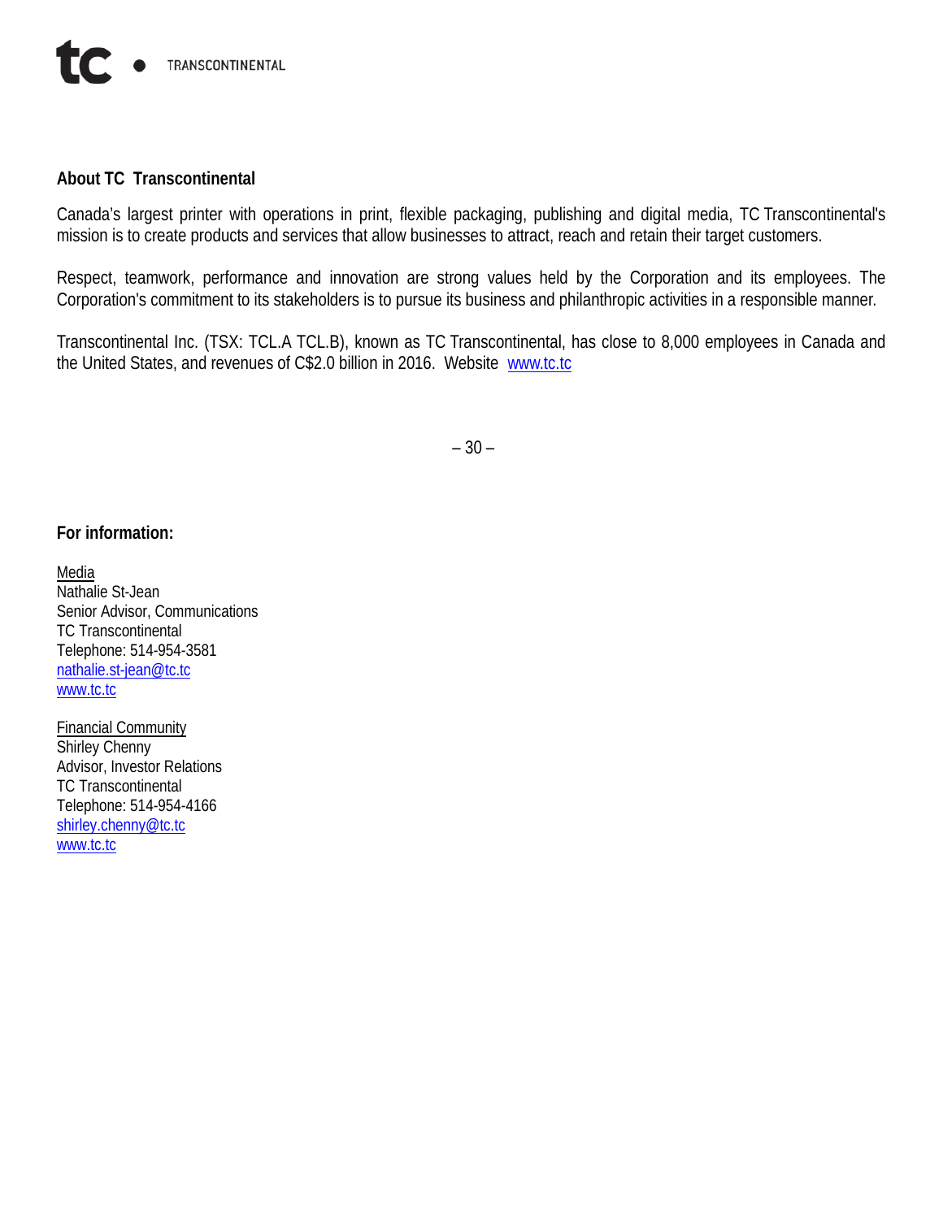tc • TRANSCONTINENTAL

## About TC Transcontinental

Canada's largest printer with operations in print, flexible packaging, publishing and digital media, TC Transcontinental's mission is to create products and services that allow businesses to attract, reach and retain their target customers.

Respect, teamwork, performance and innovation are strong values held by the Corporation and its employees. The Corporation's commitment to its stakeholders is to pursue its business and philanthropic activities in a responsible manner.

Transcontinental Inc. (TSX: TCL.A TCL.B), known as TC Transcontinental, has close to 8,000 employees in Canada and the United States, and revenues of C$2.0 billion in 2016. Website [www.tc.tc](http://www.tc.tc)

– 30 –

**For information:**

Media
Nathalie St-Jean
Senior Advisor, Communications
TC Transcontinental
Telephone: 514-954-3581
[nathalie.st-jean@tc.tc](mailto:nathalie.st-jean@tc.tc)
[www.tc.tc](http://www.tc.tc)

Financial Community
Shirley Chenny
Advisor, Investor Relations
TC Transcontinental
Telephone: 514-954-4166
[shirley.chenny@tc.tc](mailto:shirley.chenny@tc.tc)
[www.tc.tc](http://www.tc.tc)